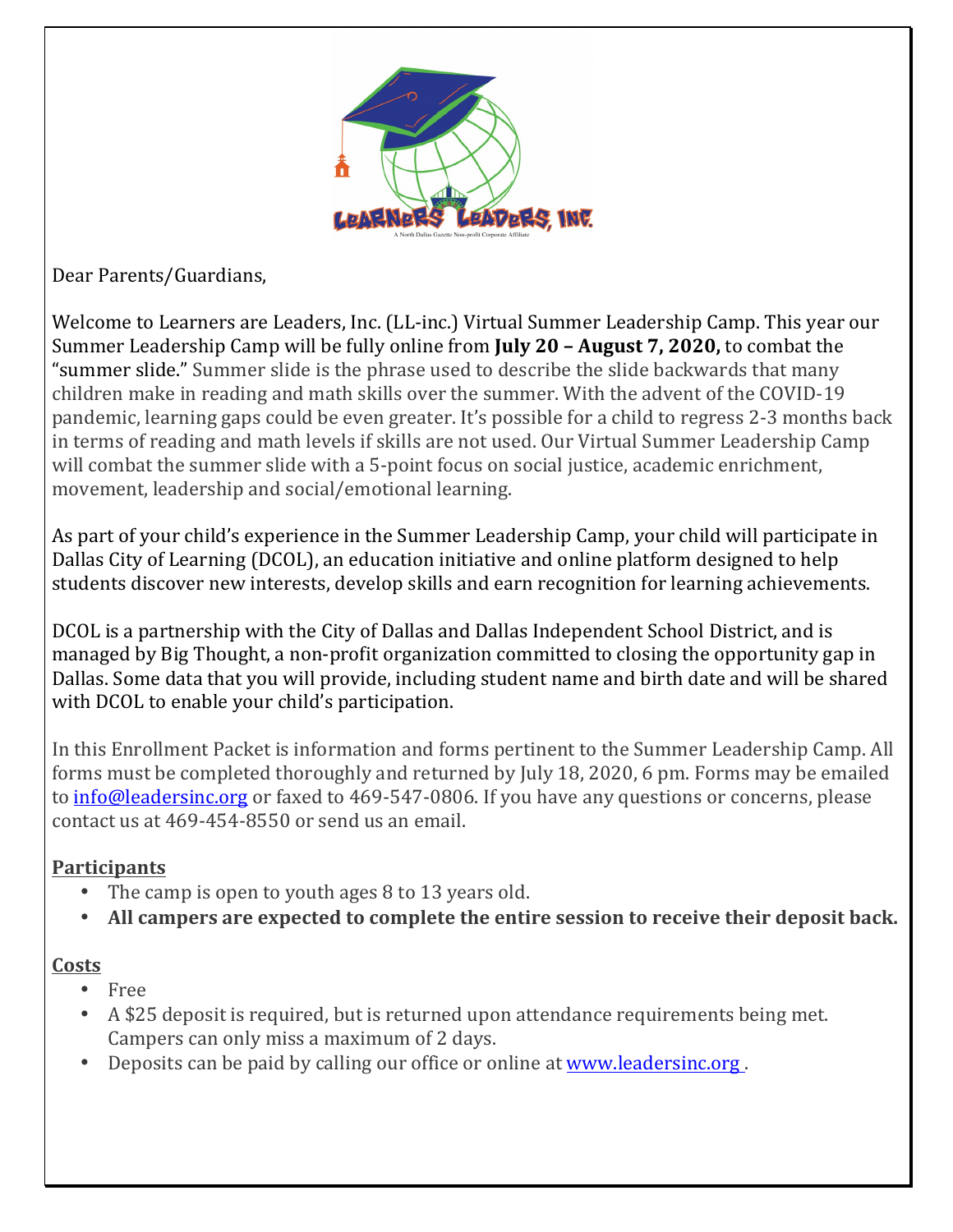Dear Parents/Guardians,

Welcome to Learners are Leaders, Inc. (LL-inc.) Virtual Summer Leadership Camp. This year our Summer Leadership Camp will be fully online from **July 20 – August 7, 2020,** to combat the "summer slide." Summer slide is the phrase used to describe the slide backwards that many children make in reading and math skills over the summer. With the advent of the COVID-19 pandemic, learning gaps could be even greater. It's possible for a child to regress 2-3 months back in terms of reading and math levels if skills are not used. Our Virtual Summer Leadership Camp will combat the summer slide with a 5-point focus on social justice, academic enrichment, movement, leadership and social/emotional learning.

As part of your child's experience in the Summer Leadership Camp, your child will participate in Dallas City of Learning (DCOL), an education initiative and online platform designed to help students discover new interests, develop skills and earn recognition for learning achievements.

DCOL is a partnership with the City of Dallas and Dallas Independent School District, and is managed by Big Thought, a non-profit organization committed to closing the opportunity gap in Dallas. Some data that you will provide, including student name and birth date and will be shared with DCOL to enable your child's participation.

In this Enrollment Packet is information and forms pertinent to the Summer Leadership Camp. All forms must be completed thoroughly and returned by July 18, 2020, 6 pm. Forms may be emailed to info@leadersinc.org or faxed to 469-547-0806. If you have any questions or concerns, please contact us at 469-454-8550 or send us an email.

**Participants**

- The camp is open to youth ages 8 to 13 years old.
- **All campers are expected to complete the entire session to receive their deposit back.**

**Costs**

- Free
- A $25 deposit is required, but is returned upon attendance requirements being met. Campers can only miss a maximum of 2 days.
- Deposits can be paid by calling our office or online at www.leadersinc.org .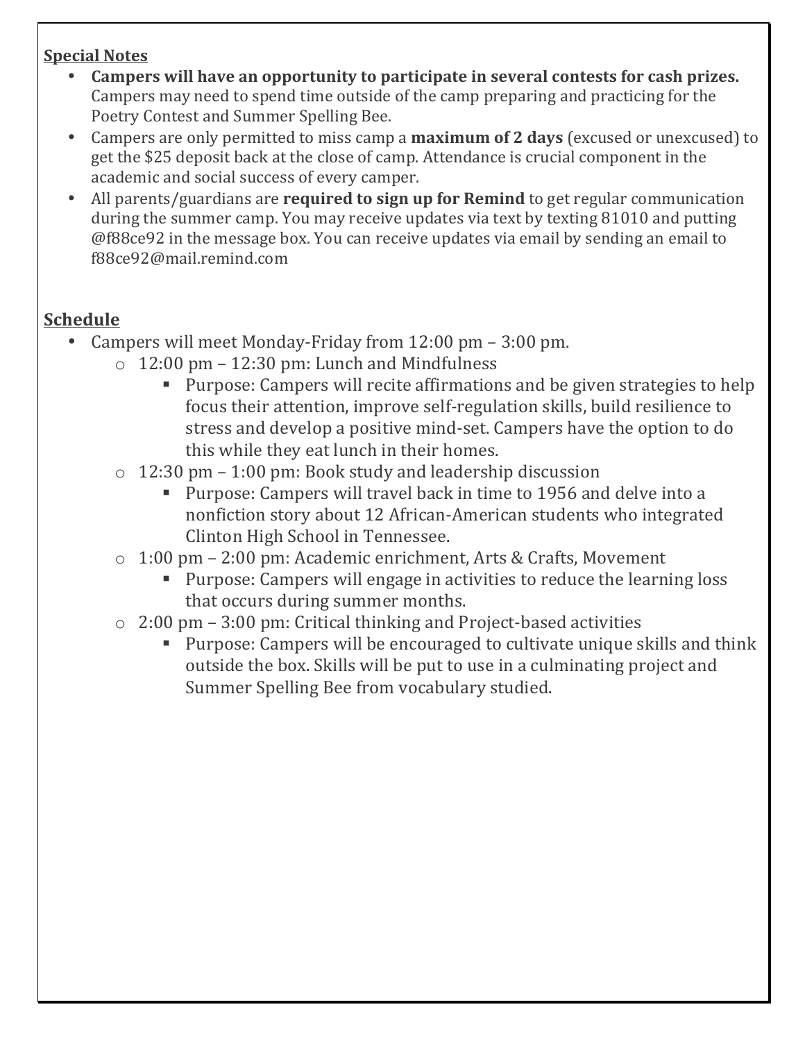## Special Notes

- **Campers will have an opportunity to participate in several contests for cash prizes.** Campers may need to spend time outside of the camp preparing and practicing for the Poetry Contest and Summer Spelling Bee.
- Campers are only permitted to miss camp a **maximum of 2 days** (excused or unexcused) to get the $25 deposit back at the close of camp. Attendance is crucial component in the academic and social success of every camper.
- All parents/guardians are **required to sign up for Remind** to get regular communication during the summer camp. You may receive updates via text by texting 81010 and putting @f88ce92 in the message box. You can receive updates via email by sending an email to f88ce92@mail.remind.com

## Schedule

- Campers will meet Monday-Friday from 12:00 pm – 3:00 pm.
  - 12:00 pm – 12:30 pm: Lunch and Mindfulness
    - Purpose: Campers will recite affirmations and be given strategies to help focus their attention, improve self-regulation skills, build resilience to stress and develop a positive mind-set. Campers have the option to do this while they eat lunch in their homes.
  - 12:30 pm – 1:00 pm: Book study and leadership discussion
    - Purpose: Campers will travel back in time to 1956 and delve into a nonfiction story about 12 African-American students who integrated Clinton High School in Tennessee.
  - 1:00 pm – 2:00 pm: Academic enrichment, Arts & Crafts, Movement
    - Purpose: Campers will engage in activities to reduce the learning loss that occurs during summer months.
  - 2:00 pm – 3:00 pm: Critical thinking and Project-based activities
    - Purpose: Campers will be encouraged to cultivate unique skills and think outside the box. Skills will be put to use in a culminating project and Summer Spelling Bee from vocabulary studied.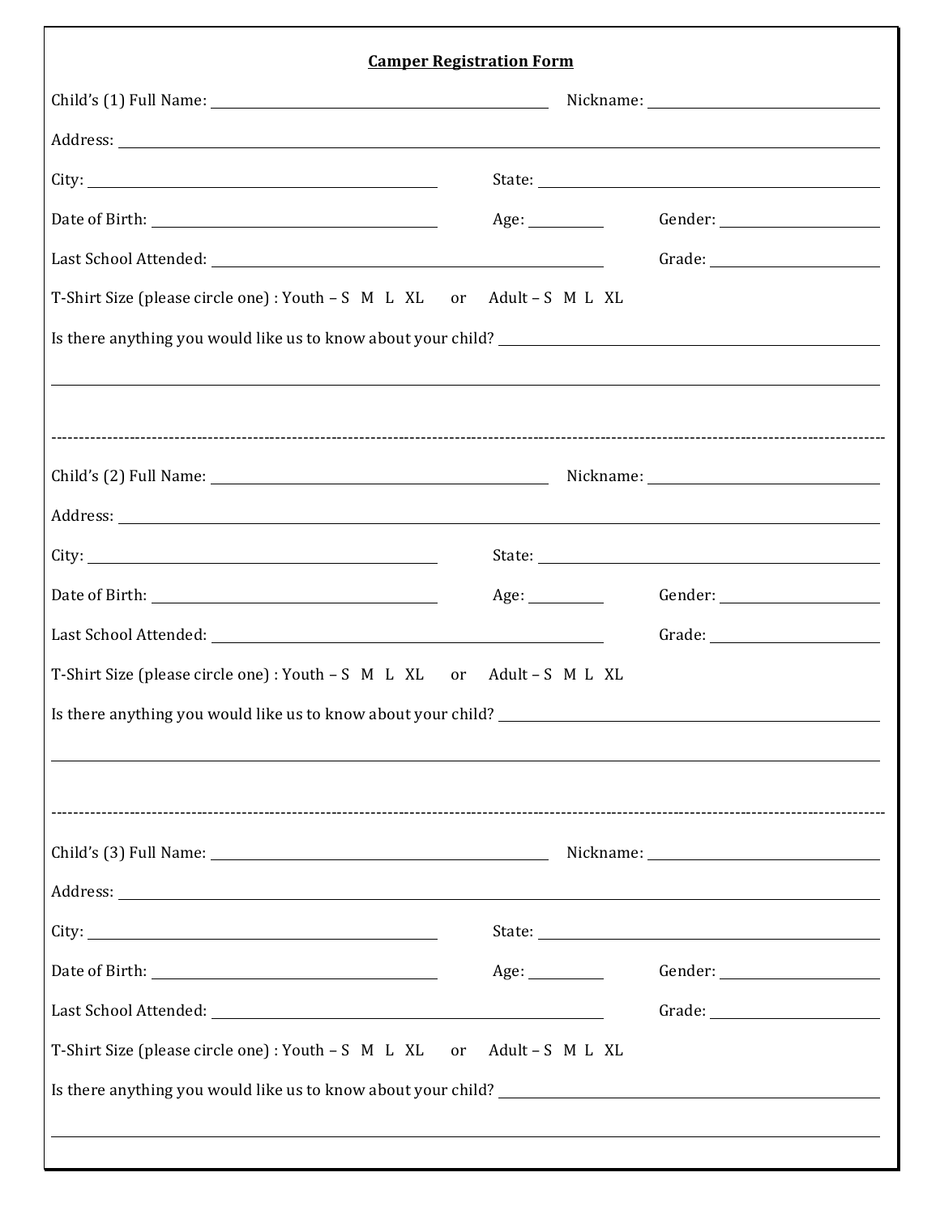**Camper Registration Form**

Child's (1) Full Name: ______________________________ Nickname: ____________________

Address: ______________________________________________________________

City: ____________________________ State: ______________________________

Date of Birth: ________________________ Age: ________ Gender: ______________

Last School Attended: ________________________________ Grade: ______________

T-Shirt Size (please circle one) : Youth – S M L XL or Adult – S M L XL

Is there anything you would like us to know about your child? ______________________________

______________________________________________________________________

---

Child's (2) Full Name: ______________________________ Nickname: ____________________

Address: ______________________________________________________________

City: ____________________________ State: ______________________________

Date of Birth: ________________________ Age: ________ Gender: ______________

Last School Attended: ________________________________ Grade: ______________

T-Shirt Size (please circle one) : Youth – S M L XL or Adult – S M L XL

Is there anything you would like us to know about your child? ______________________________

______________________________________________________________________

---

Child's (3) Full Name: ______________________________ Nickname: ____________________

Address: ______________________________________________________________

City: ____________________________ State: ______________________________

Date of Birth: ________________________ Age: ________ Gender: ______________

Last School Attended: ________________________________ Grade: ______________

T-Shirt Size (please circle one) : Youth – S M L XL or Adult – S M L XL

Is there anything you would like us to know about your child? ______________________________

______________________________________________________________________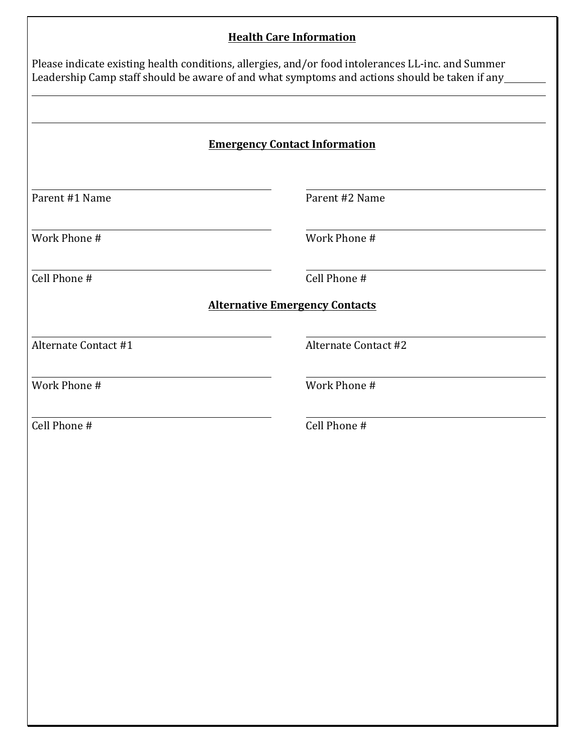**Health Care Information**

Please indicate existing health conditions, allergies, and/or food intolerances LL-inc. and Summer Leadership Camp staff should be aware of and what symptoms and actions should be taken if any \_\_\_\_\_\_\_\_

\_\_\_\_\_\_\_\_\_\_\_\_\_\_\_\_\_\_\_\_\_\_\_\_\_\_\_\_\_\_\_\_\_\_\_\_\_\_\_\_\_\_\_\_\_\_\_\_\_\_\_\_\_\_\_\_\_\_\_\_\_\_\_\_\_\_\_\_\_\_\_\_

\_\_\_\_\_\_\_\_\_\_\_\_\_\_\_\_\_\_\_\_\_\_\_\_\_\_\_\_\_\_\_\_\_\_\_\_\_\_\_\_\_\_\_\_\_\_\_\_\_\_\_\_\_\_\_\_\_\_\_\_\_\_\_\_\_\_\_\_\_\_\_\_

**Emergency Contact Information**

| | |
|---|---|
| \_\_\_\_\_\_\_\_\_\_\_\_\_\_\_\_\_\_\_\_ | \_\_\_\_\_\_\_\_\_\_\_\_\_\_\_\_\_\_\_\_ |
| Parent #1 Name | Parent #2 Name |
| \_\_\_\_\_\_\_\_\_\_\_\_\_\_\_\_\_\_\_\_ | \_\_\_\_\_\_\_\_\_\_\_\_\_\_\_\_\_\_\_\_ |
| Work Phone # | Work Phone # |
| \_\_\_\_\_\_\_\_\_\_\_\_\_\_\_\_\_\_\_\_ | \_\_\_\_\_\_\_\_\_\_\_\_\_\_\_\_\_\_\_\_ |
| Cell Phone # | Cell Phone # |

**Alternative Emergency Contacts**

| | |
|---|---|
| \_\_\_\_\_\_\_\_\_\_\_\_\_\_\_\_\_\_\_\_ | \_\_\_\_\_\_\_\_\_\_\_\_\_\_\_\_\_\_\_\_ |
| Alternate Contact #1 | Alternate Contact #2 |
| \_\_\_\_\_\_\_\_\_\_\_\_\_\_\_\_\_\_\_\_ | \_\_\_\_\_\_\_\_\_\_\_\_\_\_\_\_\_\_\_\_ |
| Work Phone # | Work Phone # |
| \_\_\_\_\_\_\_\_\_\_\_\_\_\_\_\_\_\_\_\_ | \_\_\_\_\_\_\_\_\_\_\_\_\_\_\_\_\_\_\_\_ |
| Cell Phone # | Cell Phone # |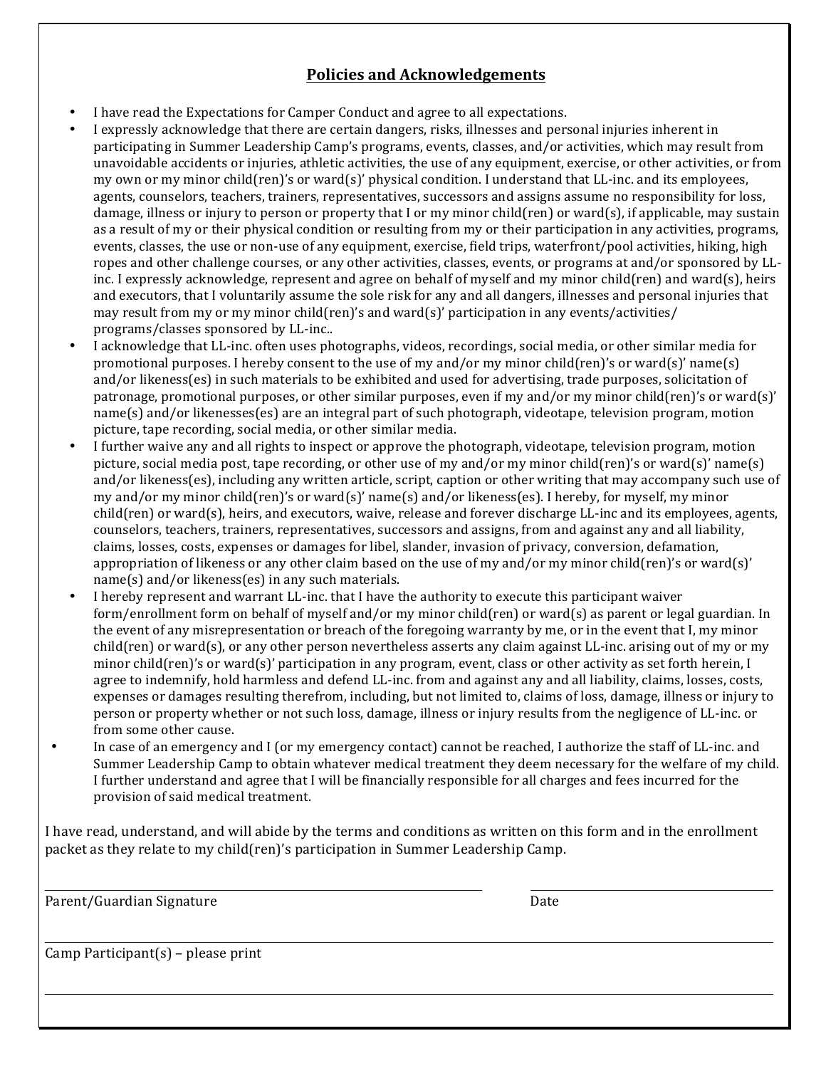## Policies and Acknowledgements

- I have read the Expectations for Camper Conduct and agree to all expectations.
- I expressly acknowledge that there are certain dangers, risks, illnesses and personal injuries inherent in participating in Summer Leadership Camp's programs, events, classes, and/or activities, which may result from unavoidable accidents or injuries, athletic activities, the use of any equipment, exercise, or other activities, or from my own or my minor child(ren)'s or ward(s)' physical condition. I understand that LL-inc. and its employees, agents, counselors, teachers, trainers, representatives, successors and assigns assume no responsibility for loss, damage, illness or injury to person or property that I or my minor child(ren) or ward(s), if applicable, may sustain as a result of my or their physical condition or resulting from my or their participation in any activities, programs, events, classes, the use or non-use of any equipment, exercise, field trips, waterfront/pool activities, hiking, high ropes and other challenge courses, or any other activities, classes, events, or programs at and/or sponsored by LL-inc. I expressly acknowledge, represent and agree on behalf of myself and my minor child(ren) and ward(s), heirs and executors, that I voluntarily assume the sole risk for any and all dangers, illnesses and personal injuries that may result from my or my minor child(ren)'s and ward(s)' participation in any events/activities/ programs/classes sponsored by LL-inc..
- I acknowledge that LL-inc. often uses photographs, videos, recordings, social media, or other similar media for promotional purposes. I hereby consent to the use of my and/or my minor child(ren)'s or ward(s)' name(s) and/or likeness(es) in such materials to be exhibited and used for advertising, trade purposes, solicitation of patronage, promotional purposes, or other similar purposes, even if my and/or my minor child(ren)'s or ward(s)' name(s) and/or likenesses(es) are an integral part of such photograph, videotape, television program, motion picture, tape recording, social media, or other similar media.
- I further waive any and all rights to inspect or approve the photograph, videotape, television program, motion picture, social media post, tape recording, or other use of my and/or my minor child(ren)'s or ward(s)' name(s) and/or likeness(es), including any written article, script, caption or other writing that may accompany such use of my and/or my minor child(ren)'s or ward(s)' name(s) and/or likeness(es). I hereby, for myself, my minor child(ren) or ward(s), heirs, and executors, waive, release and forever discharge LL-inc and its employees, agents, counselors, teachers, trainers, representatives, successors and assigns, from and against any and all liability, claims, losses, costs, expenses or damages for libel, slander, invasion of privacy, conversion, defamation, appropriation of likeness or any other claim based on the use of my and/or my minor child(ren)'s or ward(s)' name(s) and/or likeness(es) in any such materials.
- I hereby represent and warrant LL-inc. that I have the authority to execute this participant waiver form/enrollment form on behalf of myself and/or my minor child(ren) or ward(s) as parent or legal guardian. In the event of any misrepresentation or breach of the foregoing warranty by me, or in the event that I, my minor child(ren) or ward(s), or any other person nevertheless asserts any claim against LL-inc. arising out of my or my minor child(ren)'s or ward(s)' participation in any program, event, class or other activity as set forth herein, I agree to indemnify, hold harmless and defend LL-inc. from and against any and all liability, claims, losses, costs, expenses or damages resulting therefrom, including, but not limited to, claims of loss, damage, illness or injury to person or property whether or not such loss, damage, illness or injury results from the negligence of LL-inc. or from some other cause.
- In case of an emergency and I (or my emergency contact) cannot be reached, I authorize the staff of LL-inc. and Summer Leadership Camp to obtain whatever medical treatment they deem necessary for the welfare of my child. I further understand and agree that I will be financially responsible for all charges and fees incurred for the provision of said medical treatment.

I have read, understand, and will abide by the terms and conditions as written on this form and in the enrollment packet as they relate to my child(ren)'s participation in Summer Leadership Camp.

\_\_\_\_\_\_\_\_\_\_\_\_\_\_\_\_\_\_\_\_\_\_\_\_\_\_\_\_\_\_\_\_\_\_\_\_\_\_\_\_ \_\_\_\_\_\_\_\_\_\_\_\_\_\_\_\_\_\_\_\_

Parent/Guardian Signature Date

\_\_\_\_\_\_\_\_\_\_\_\_\_\_\_\_\_\_\_\_\_\_\_\_\_\_\_\_\_\_\_\_\_\_\_\_\_\_\_\_\_\_\_\_\_\_\_\_\_\_\_\_\_\_\_\_\_\_\_\_

Camp Participant(s) – please print

\_\_\_\_\_\_\_\_\_\_\_\_\_\_\_\_\_\_\_\_\_\_\_\_\_\_\_\_\_\_\_\_\_\_\_\_\_\_\_\_\_\_\_\_\_\_\_\_\_\_\_\_\_\_\_\_\_\_\_\_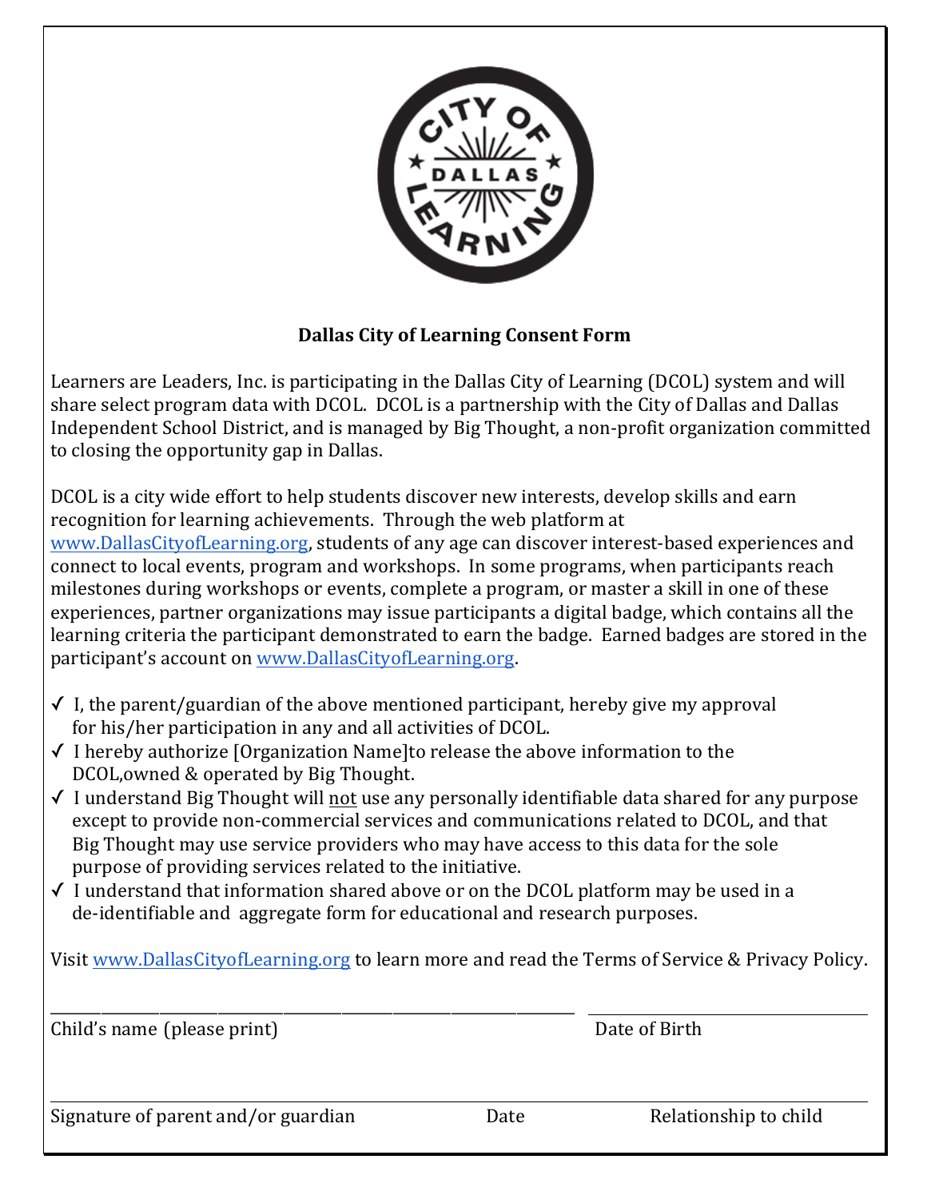## Dallas City of Learning Consent Form

Learners are Leaders, Inc. is participating in the Dallas City of Learning (DCOL) system and will share select program data with DCOL. DCOL is a partnership with the City of Dallas and Dallas Independent School District, and is managed by Big Thought, a non-profit organization committed to closing the opportunity gap in Dallas.

DCOL is a city wide effort to help students discover new interests, develop skills and earn recognition for learning achievements. Through the web platform at www.DallasCityofLearning.org, students of any age can discover interest-based experiences and connect to local events, program and workshops. In some programs, when participants reach milestones during workshops or events, complete a program, or master a skill in one of these experiences, partner organizations may issue participants a digital badge, which contains all the learning criteria the participant demonstrated to earn the badge. Earned badges are stored in the participant's account on www.DallasCityofLearning.org.

- ✓ I, the parent/guardian of the above mentioned participant, hereby give my approval for his/her participation in any and all activities of DCOL.
- ✓ I hereby authorize [Organization Name]to release the above information to the DCOL,owned & operated by Big Thought.
- ✓ I understand Big Thought will not use any personally identifiable data shared for any purpose except to provide non-commercial services and communications related to DCOL, and that Big Thought may use service providers who may have access to this data for the sole purpose of providing services related to the initiative.
- ✓ I understand that information shared above or on the DCOL platform may be used in a de-identifiable and aggregate form for educational and research purposes.

Visit www.DallasCityofLearning.org to learn more and read the Terms of Service & Privacy Policy.

\_\_\_\_\_\_\_\_\_\_\_\_\_\_\_\_\_\_\_\_\_\_\_\_\_\_\_\_\_\_\_\_\_\_\_\_\_\_\_\_ \_\_\_\_\_\_\_\_\_\_\_\_\_\_\_\_\_\_\_\_\_\_\_\_

Child's name (please print) Date of Birth

\_\_\_\_\_\_\_\_\_\_\_\_\_\_\_\_\_\_\_\_\_\_\_\_\_\_\_\_\_\_\_\_\_\_\_\_\_\_\_\_\_\_\_\_\_\_\_\_\_\_\_\_\_\_\_\_\_\_\_\_\_\_\_\_

Signature of parent and/or guardian Date Relationship to child